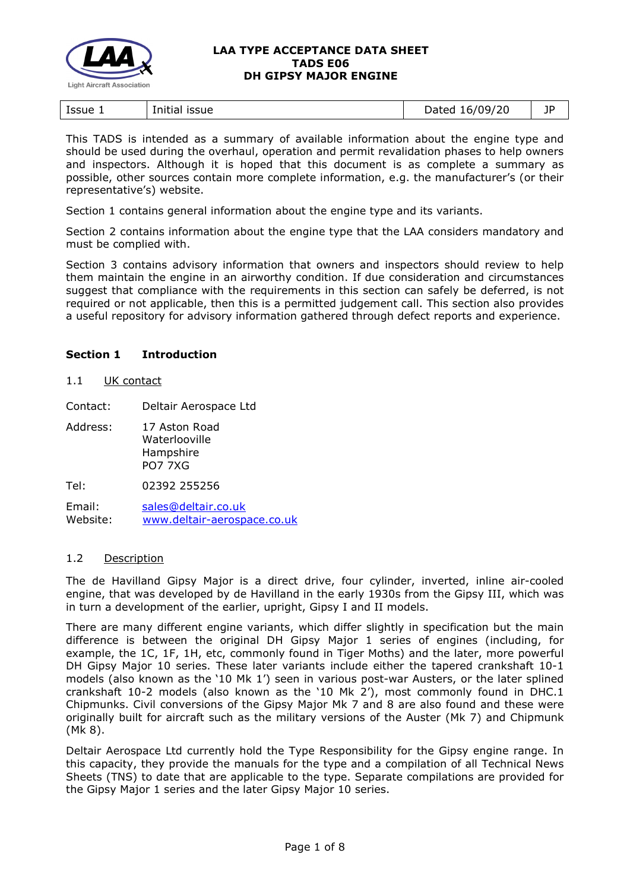# LAA TYPE ACCEPTANCE DATA SHEET
# TADS E06
# DH GIPSY MAJOR ENGINE

| Issue 1 | Initial issue | Dated 16/09/20 | JP |
|---|---|---|---|

This TADS is intended as a summary of available information about the engine type and should be used during the overhaul, operation and permit revalidation phases to help owners and inspectors. Although it is hoped that this document is as complete a summary as possible, other sources contain more complete information, e.g. the manufacturer's (or their representative's) website.

Section 1 contains general information about the engine type and its variants.

Section 2 contains information about the engine type that the LAA considers mandatory and must be complied with.

Section 3 contains advisory information that owners and inspectors should review to help them maintain the engine in an airworthy condition. If due consideration and circumstances suggest that compliance with the requirements in this section can safely be deferred, is not required or not applicable, then this is a permitted judgement call. This section also provides a useful repository for advisory information gathered through defect reports and experience.

## Section 1 Introduction

### 1.1 UK contact

Contact: Deltair Aerospace Ltd

Address: 17 Aston Road
Waterlooville
Hampshire
PO7 7XG

Tel: 02392 255256

Email: sales@deltair.co.uk
Website: www.deltair-aerospace.co.uk

### 1.2 Description

The de Havilland Gipsy Major is a direct drive, four cylinder, inverted, inline air-cooled engine, that was developed by de Havilland in the early 1930s from the Gipsy III, which was in turn a development of the earlier, upright, Gipsy I and II models.

There are many different engine variants, which differ slightly in specification but the main difference is between the original DH Gipsy Major 1 series of engines (including, for example, the 1C, 1F, 1H, etc, commonly found in Tiger Moths) and the later, more powerful DH Gipsy Major 10 series. These later variants include either the tapered crankshaft 10-1 models (also known as the '10 Mk 1') seen in various post-war Austers, or the later splined crankshaft 10-2 models (also known as the '10 Mk 2'), most commonly found in DHC.1 Chipmunks. Civil conversions of the Gipsy Major Mk 7 and 8 are also found and these were originally built for aircraft such as the military versions of the Auster (Mk 7) and Chipmunk (Mk 8).

Deltair Aerospace Ltd currently hold the Type Responsibility for the Gipsy engine range. In this capacity, they provide the manuals for the type and a compilation of all Technical News Sheets (TNS) to date that are applicable to the type. Separate compilations are provided for the Gipsy Major 1 series and the later Gipsy Major 10 series.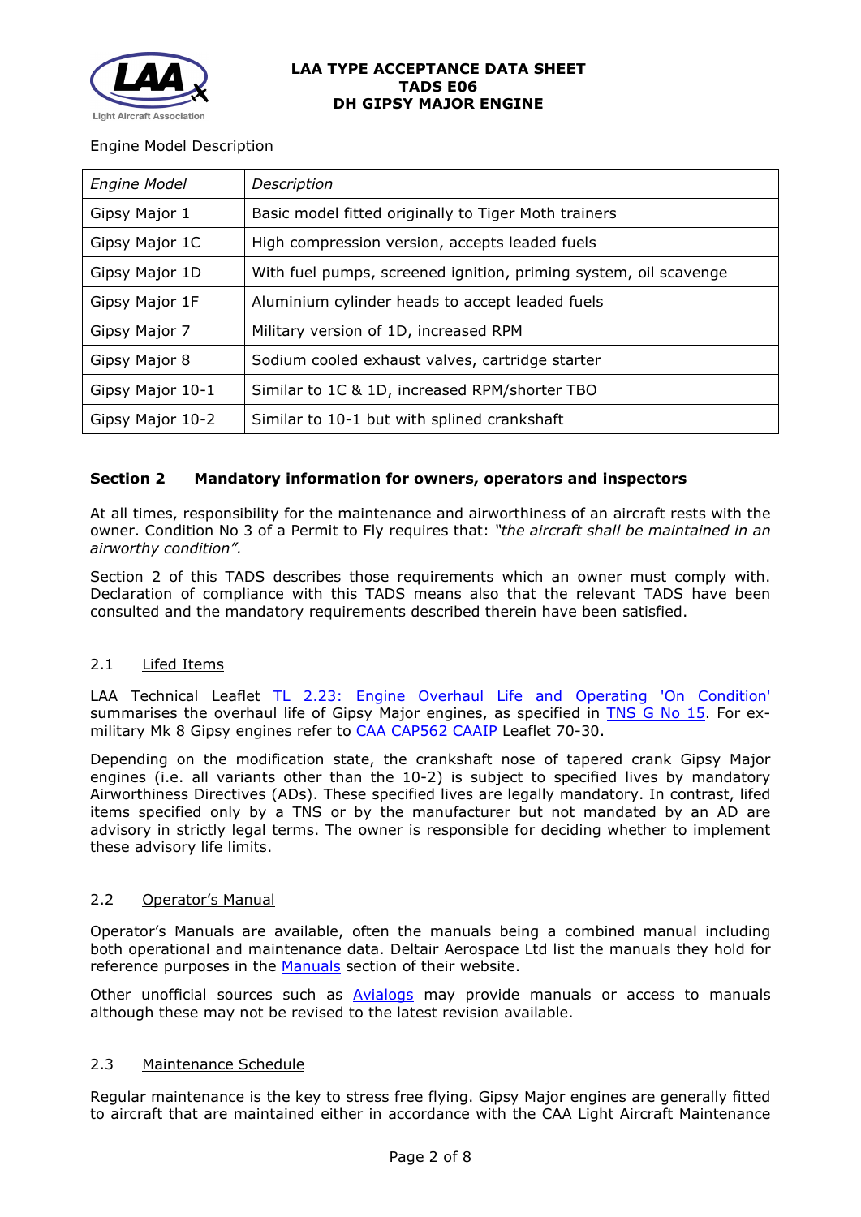Engine Model Description

| *Engine Model* | *Description* |
|---|---|
| Gipsy Major 1 | Basic model fitted originally to Tiger Moth trainers |
| Gipsy Major 1C | High compression version, accepts leaded fuels |
| Gipsy Major 1D | With fuel pumps, screened ignition, priming system, oil scavenge |
| Gipsy Major 1F | Aluminium cylinder heads to accept leaded fuels |
| Gipsy Major 7 | Military version of 1D, increased RPM |
| Gipsy Major 8 | Sodium cooled exhaust valves, cartridge starter |
| Gipsy Major 10-1 | Similar to 1C & 1D, increased RPM/shorter TBO |
| Gipsy Major 10-2 | Similar to 10-1 but with splined crankshaft |

## Section 2 Mandatory information for owners, operators and inspectors

At all times, responsibility for the maintenance and airworthiness of an aircraft rests with the owner. Condition No 3 of a Permit to Fly requires that: *"the aircraft shall be maintained in an airworthy condition".*

Section 2 of this TADS describes those requirements which an owner must comply with. Declaration of compliance with this TADS means also that the relevant TADS have been consulted and the mandatory requirements described therein have been satisfied.

### 2.1 Lifed Items

LAA Technical Leaflet TL 2.23: Engine Overhaul Life and Operating 'On Condition' summarises the overhaul life of Gipsy Major engines, as specified in TNS G No 15. For ex-military Mk 8 Gipsy engines refer to CAA CAP562 CAAIP Leaflet 70-30.

Depending on the modification state, the crankshaft nose of tapered crank Gipsy Major engines (i.e. all variants other than the 10-2) is subject to specified lives by mandatory Airworthiness Directives (ADs). These specified lives are legally mandatory. In contrast, lifed items specified only by a TNS or by the manufacturer but not mandated by an AD are advisory in strictly legal terms. The owner is responsible for deciding whether to implement these advisory life limits.

### 2.2 Operator's Manual

Operator's Manuals are available, often the manuals being a combined manual including both operational and maintenance data. Deltair Aerospace Ltd list the manuals they hold for reference purposes in the Manuals section of their website.

Other unofficial sources such as Avialogs may provide manuals or access to manuals although these may not be revised to the latest revision available.

### 2.3 Maintenance Schedule

Regular maintenance is the key to stress free flying. Gipsy Major engines are generally fitted to aircraft that are maintained either in accordance with the CAA Light Aircraft Maintenance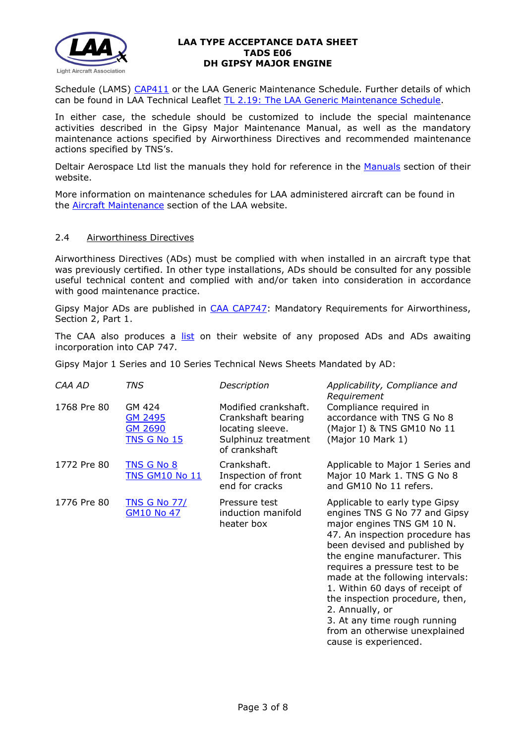Schedule (LAMS) CAP411 or the LAA Generic Maintenance Schedule. Further details of which can be found in LAA Technical Leaflet TL 2.19: The LAA Generic Maintenance Schedule.

In either case, the schedule should be customized to include the special maintenance activities described in the Gipsy Major Maintenance Manual, as well as the mandatory maintenance actions specified by Airworthiness Directives and recommended maintenance actions specified by TNS's.

Deltair Aerospace Ltd list the manuals they hold for reference in the Manuals section of their website.

More information on maintenance schedules for LAA administered aircraft can be found in the Aircraft Maintenance section of the LAA website.

## 2.4 Airworthiness Directives

Airworthiness Directives (ADs) must be complied with when installed in an aircraft type that was previously certified. In other type installations, ADs should be consulted for any possible useful technical content and complied with and/or taken into consideration in accordance with good maintenance practice.

Gipsy Major ADs are published in CAA CAP747: Mandatory Requirements for Airworthiness, Section 2, Part 1.

The CAA also produces a list on their website of any proposed ADs and ADs awaiting incorporation into CAP 747.

Gipsy Major 1 Series and 10 Series Technical News Sheets Mandated by AD:

| *CAA AD* | *TNS* | *Description* | *Applicability, Compliance and Requirement* |
|---|---|---|---|
| 1768 Pre 80 | GM 424<br>GM 2495<br>GM 2690<br>TNS G No 15 | Modified crankshaft. Crankshaft bearing locating sleeve. Sulphinuz treatment of crankshaft | Compliance required in accordance with TNS G No 8 (Major I) & TNS GM10 No 11 (Major 10 Mark 1) |
| 1772 Pre 80 | TNS G No 8<br>TNS GM10 No 11 | Crankshaft. Inspection of front end for cracks | Applicable to Major 1 Series and Major 10 Mark 1. TNS G No 8 and GM10 No 11 refers. |
| 1776 Pre 80 | TNS G No 77/<br>GM10 No 47 | Pressure test induction manifold heater box | Applicable to early type Gipsy engines TNS G No 77 and Gipsy major engines TNS GM 10 N. 47. An inspection procedure has been devised and published by the engine manufacturer. This requires a pressure test to be made at the following intervals:<br>1. Within 60 days of receipt of the inspection procedure, then,<br>2. Annually, or<br>3. At any time rough running from an otherwise unexplained cause is experienced. |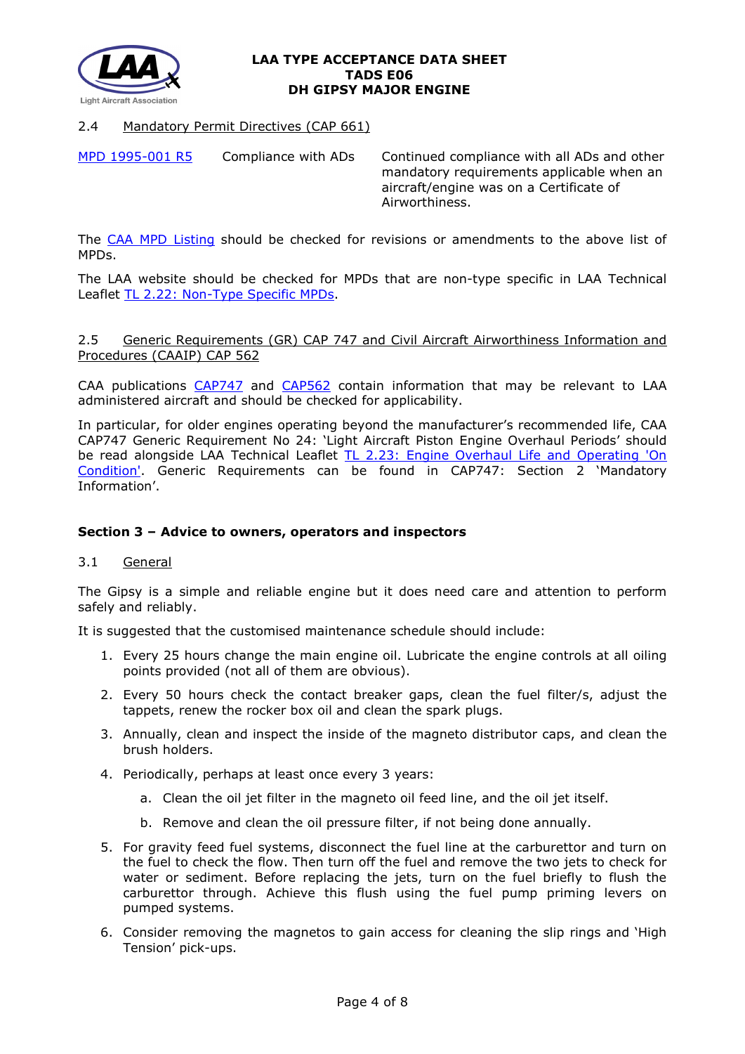### 2.4 Mandatory Permit Directives (CAP 661)

| | | |
|---|---|---|
| MPD 1995-001 R5 | Compliance with ADs | Continued compliance with all ADs and other mandatory requirements applicable when an aircraft/engine was on a Certificate of Airworthiness. |

The CAA MPD Listing should be checked for revisions or amendments to the above list of MPDs.

The LAA website should be checked for MPDs that are non-type specific in LAA Technical Leaflet TL 2.22: Non-Type Specific MPDs.

### 2.5 Generic Requirements (GR) CAP 747 and Civil Aircraft Airworthiness Information and Procedures (CAAIP) CAP 562

CAA publications CAP747 and CAP562 contain information that may be relevant to LAA administered aircraft and should be checked for applicability.

In particular, for older engines operating beyond the manufacturer's recommended life, CAA CAP747 Generic Requirement No 24: 'Light Aircraft Piston Engine Overhaul Periods' should be read alongside LAA Technical Leaflet TL 2.23: Engine Overhaul Life and Operating 'On Condition'. Generic Requirements can be found in CAP747: Section 2 'Mandatory Information'.

## Section 3 – Advice to owners, operators and inspectors

### 3.1 General

The Gipsy is a simple and reliable engine but it does need care and attention to perform safely and reliably.

It is suggested that the customised maintenance schedule should include:

1. Every 25 hours change the main engine oil. Lubricate the engine controls at all oiling points provided (not all of them are obvious).
2. Every 50 hours check the contact breaker gaps, clean the fuel filter/s, adjust the tappets, renew the rocker box oil and clean the spark plugs.
3. Annually, clean and inspect the inside of the magneto distributor caps, and clean the brush holders.
4. Periodically, perhaps at least once every 3 years:
    a. Clean the oil jet filter in the magneto oil feed line, and the oil jet itself.
    b. Remove and clean the oil pressure filter, if not being done annually.
5. For gravity feed fuel systems, disconnect the fuel line at the carburettor and turn on the fuel to check the flow. Then turn off the fuel and remove the two jets to check for water or sediment. Before replacing the jets, turn on the fuel briefly to flush the carburettor through. Achieve this flush using the fuel pump priming levers on pumped systems.
6. Consider removing the magnetos to gain access for cleaning the slip rings and 'High Tension' pick-ups.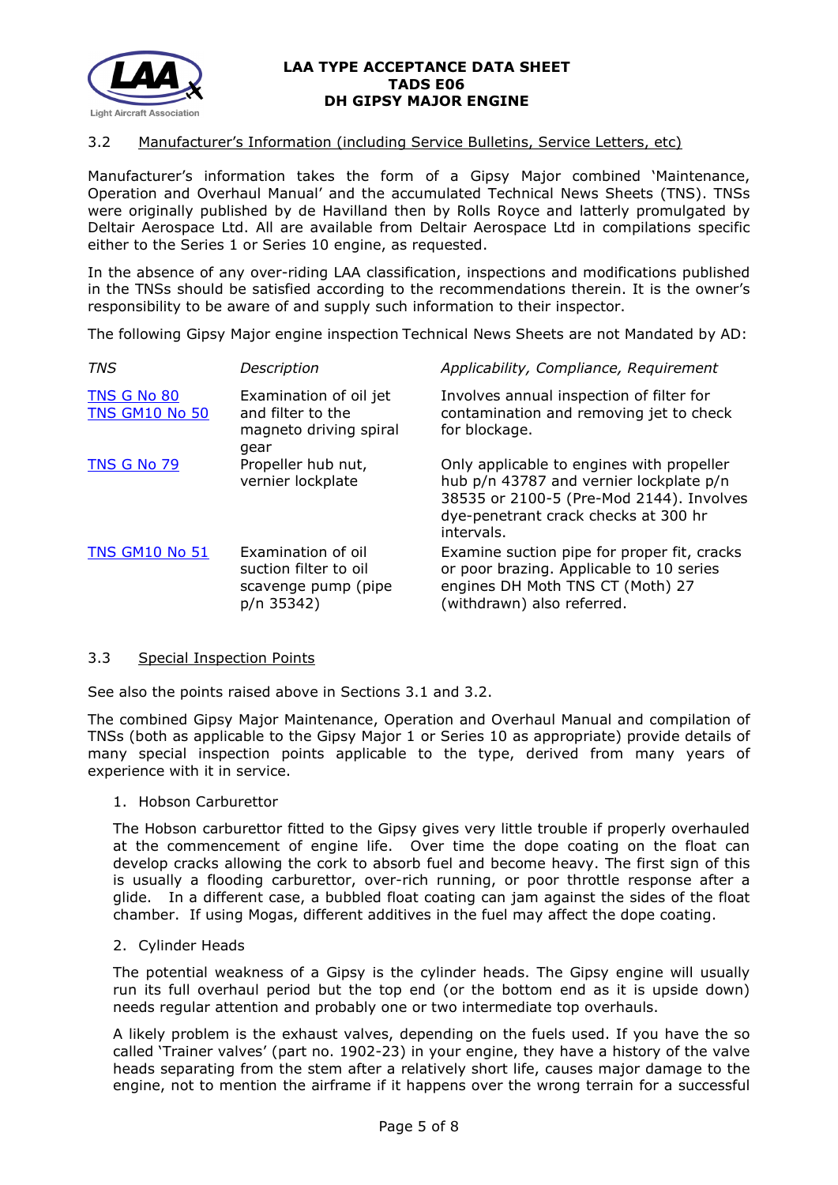### 3.2 Manufacturer's Information (including Service Bulletins, Service Letters, etc)

Manufacturer's information takes the form of a Gipsy Major combined 'Maintenance, Operation and Overhaul Manual' and the accumulated Technical News Sheets (TNS). TNSs were originally published by de Havilland then by Rolls Royce and latterly promulgated by Deltair Aerospace Ltd. All are available from Deltair Aerospace Ltd in compilations specific either to the Series 1 or Series 10 engine, as requested.

In the absence of any over-riding LAA classification, inspections and modifications published in the TNSs should be satisfied according to the recommendations therein. It is the owner's responsibility to be aware of and supply such information to their inspector.

The following Gipsy Major engine inspection Technical News Sheets are not Mandated by AD:

| *TNS* | *Description* | *Applicability, Compliance, Requirement* |
|---|---|---|
| TNS G No 80<br>TNS GM10 No 50 | Examination of oil jet and filter to the magneto driving spiral gear | Involves annual inspection of filter for contamination and removing jet to check for blockage. |
| TNS G No 79 | Propeller hub nut, vernier lockplate | Only applicable to engines with propeller hub p/n 43787 and vernier lockplate p/n 38535 or 2100-5 (Pre-Mod 2144). Involves dye-penetrant crack checks at 300 hr intervals. |
| TNS GM10 No 51 | Examination of oil suction filter to oil scavenge pump (pipe p/n 35342) | Examine suction pipe for proper fit, cracks or poor brazing. Applicable to 10 series engines DH Moth TNS CT (Moth) 27 (withdrawn) also referred. |

### 3.3 Special Inspection Points

See also the points raised above in Sections 3.1 and 3.2.

The combined Gipsy Major Maintenance, Operation and Overhaul Manual and compilation of TNSs (both as applicable to the Gipsy Major 1 or Series 10 as appropriate) provide details of many special inspection points applicable to the type, derived from many years of experience with it in service.

1. Hobson Carburettor

   The Hobson carburettor fitted to the Gipsy gives very little trouble if properly overhauled at the commencement of engine life. Over time the dope coating on the float can develop cracks allowing the cork to absorb fuel and become heavy. The first sign of this is usually a flooding carburettor, over-rich running, or poor throttle response after a glide. In a different case, a bubbled float coating can jam against the sides of the float chamber. If using Mogas, different additives in the fuel may affect the dope coating.

2. Cylinder Heads

   The potential weakness of a Gipsy is the cylinder heads. The Gipsy engine will usually run its full overhaul period but the top end (or the bottom end as it is upside down) needs regular attention and probably one or two intermediate top overhauls.

   A likely problem is the exhaust valves, depending on the fuels used. If you have the so called 'Trainer valves' (part no. 1902-23) in your engine, they have a history of the valve heads separating from the stem after a relatively short life, causes major damage to the engine, not to mention the airframe if it happens over the wrong terrain for a successful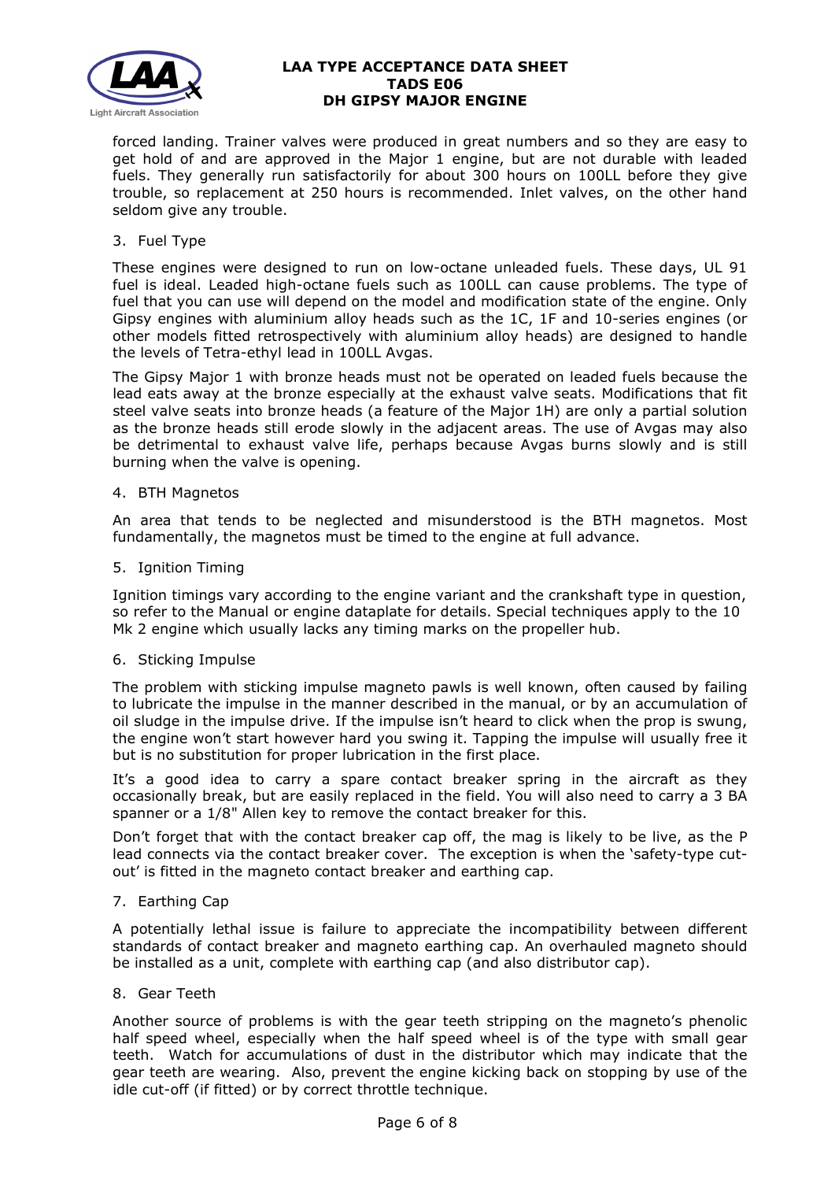forced landing. Trainer valves were produced in great numbers and so they are easy to get hold of and are approved in the Major 1 engine, but are not durable with leaded fuels. They generally run satisfactorily for about 300 hours on 100LL before they give trouble, so replacement at 250 hours is recommended. Inlet valves, on the other hand seldom give any trouble.

3. Fuel Type

These engines were designed to run on low-octane unleaded fuels. These days, UL 91 fuel is ideal. Leaded high-octane fuels such as 100LL can cause problems. The type of fuel that you can use will depend on the model and modification state of the engine. Only Gipsy engines with aluminium alloy heads such as the 1C, 1F and 10-series engines (or other models fitted retrospectively with aluminium alloy heads) are designed to handle the levels of Tetra-ethyl lead in 100LL Avgas.

The Gipsy Major 1 with bronze heads must not be operated on leaded fuels because the lead eats away at the bronze especially at the exhaust valve seats. Modifications that fit steel valve seats into bronze heads (a feature of the Major 1H) are only a partial solution as the bronze heads still erode slowly in the adjacent areas. The use of Avgas may also be detrimental to exhaust valve life, perhaps because Avgas burns slowly and is still burning when the valve is opening.

4. BTH Magnetos

An area that tends to be neglected and misunderstood is the BTH magnetos. Most fundamentally, the magnetos must be timed to the engine at full advance.

5. Ignition Timing

Ignition timings vary according to the engine variant and the crankshaft type in question, so refer to the Manual or engine dataplate for details. Special techniques apply to the 10 Mk 2 engine which usually lacks any timing marks on the propeller hub.

6. Sticking Impulse

The problem with sticking impulse magneto pawls is well known, often caused by failing to lubricate the impulse in the manner described in the manual, or by an accumulation of oil sludge in the impulse drive. If the impulse isn't heard to click when the prop is swung, the engine won't start however hard you swing it. Tapping the impulse will usually free it but is no substitution for proper lubrication in the first place.

It's a good idea to carry a spare contact breaker spring in the aircraft as they occasionally break, but are easily replaced in the field. You will also need to carry a 3 BA spanner or a 1/8" Allen key to remove the contact breaker for this.

Don't forget that with the contact breaker cap off, the mag is likely to be live, as the P lead connects via the contact breaker cover. The exception is when the 'safety-type cut-out' is fitted in the magneto contact breaker and earthing cap.

7. Earthing Cap

A potentially lethal issue is failure to appreciate the incompatibility between different standards of contact breaker and magneto earthing cap. An overhauled magneto should be installed as a unit, complete with earthing cap (and also distributor cap).

8. Gear Teeth

Another source of problems is with the gear teeth stripping on the magneto's phenolic half speed wheel, especially when the half speed wheel is of the type with small gear teeth. Watch for accumulations of dust in the distributor which may indicate that the gear teeth are wearing. Also, prevent the engine kicking back on stopping by use of the idle cut-off (if fitted) or by correct throttle technique.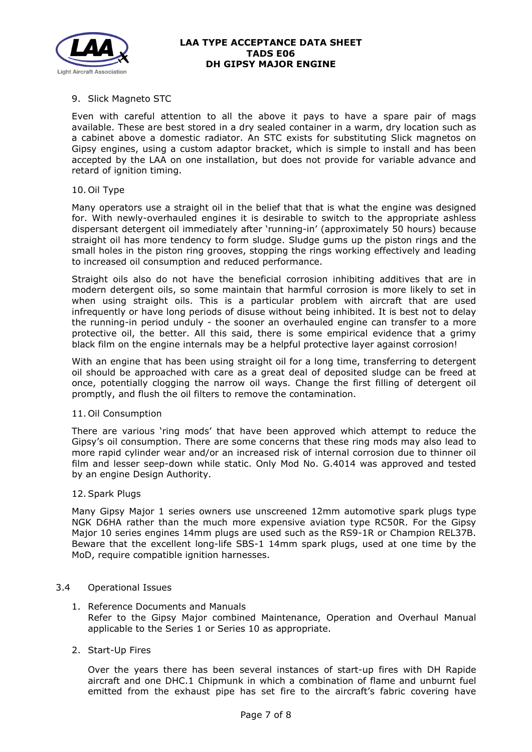9. Slick Magneto STC

Even with careful attention to all the above it pays to have a spare pair of mags available. These are best stored in a dry sealed container in a warm, dry location such as a cabinet above a domestic radiator. An STC exists for substituting Slick magnetos on Gipsy engines, using a custom adaptor bracket, which is simple to install and has been accepted by the LAA on one installation, but does not provide for variable advance and retard of ignition timing.

10. Oil Type

Many operators use a straight oil in the belief that that is what the engine was designed for. With newly-overhauled engines it is desirable to switch to the appropriate ashless dispersant detergent oil immediately after 'running-in' (approximately 50 hours) because straight oil has more tendency to form sludge. Sludge gums up the piston rings and the small holes in the piston ring grooves, stopping the rings working effectively and leading to increased oil consumption and reduced performance.

Straight oils also do not have the beneficial corrosion inhibiting additives that are in modern detergent oils, so some maintain that harmful corrosion is more likely to set in when using straight oils. This is a particular problem with aircraft that are used infrequently or have long periods of disuse without being inhibited. It is best not to delay the running-in period unduly - the sooner an overhauled engine can transfer to a more protective oil, the better. All this said, there is some empirical evidence that a grimy black film on the engine internals may be a helpful protective layer against corrosion!

With an engine that has been using straight oil for a long time, transferring to detergent oil should be approached with care as a great deal of deposited sludge can be freed at once, potentially clogging the narrow oil ways. Change the first filling of detergent oil promptly, and flush the oil filters to remove the contamination.

11. Oil Consumption

There are various 'ring mods' that have been approved which attempt to reduce the Gipsy's oil consumption. There are some concerns that these ring mods may also lead to more rapid cylinder wear and/or an increased risk of internal corrosion due to thinner oil film and lesser seep-down while static. Only Mod No. G.4014 was approved and tested by an engine Design Authority.

12. Spark Plugs

Many Gipsy Major 1 series owners use unscreened 12mm automotive spark plugs type NGK D6HA rather than the much more expensive aviation type RC50R. For the Gipsy Major 10 series engines 14mm plugs are used such as the RS9-1R or Champion REL37B. Beware that the excellent long-life SBS-1 14mm spark plugs, used at one time by the MoD, require compatible ignition harnesses.

## 3.4 Operational Issues

1. Reference Documents and Manuals
   Refer to the Gipsy Major combined Maintenance, Operation and Overhaul Manual applicable to the Series 1 or Series 10 as appropriate.

2. Start-Up Fires

   Over the years there has been several instances of start-up fires with DH Rapide aircraft and one DHC.1 Chipmunk in which a combination of flame and unburnt fuel emitted from the exhaust pipe has set fire to the aircraft's fabric covering have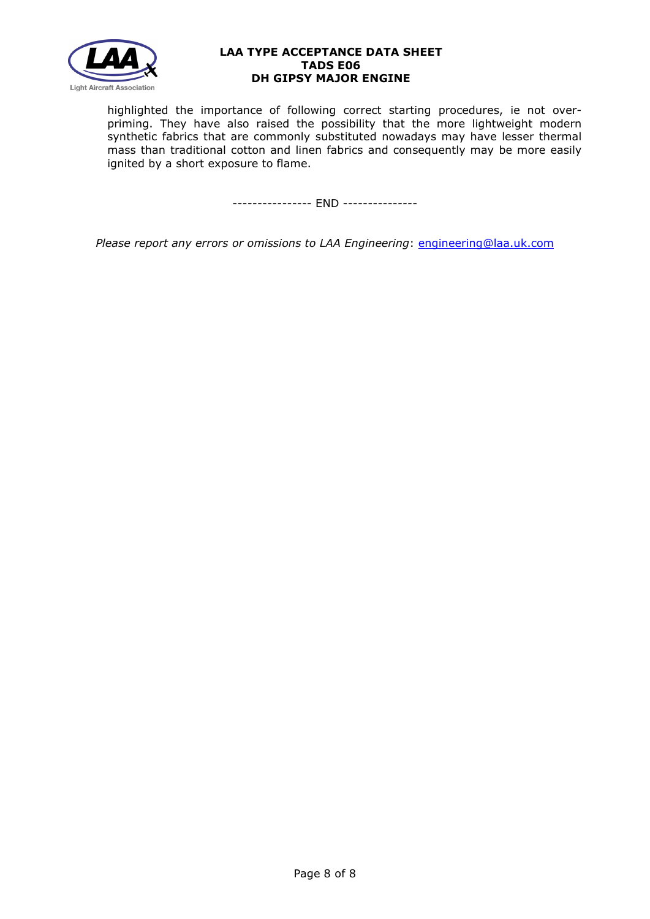highlighted the importance of following correct starting procedures, ie not over-priming. They have also raised the possibility that the more lightweight modern synthetic fabrics that are commonly substituted nowadays may have lesser thermal mass than traditional cotton and linen fabrics and consequently may be more easily ignited by a short exposure to flame.

---------------- END ---------------

*Please report any errors or omissions to LAA Engineering*: engineering@laa.uk.com